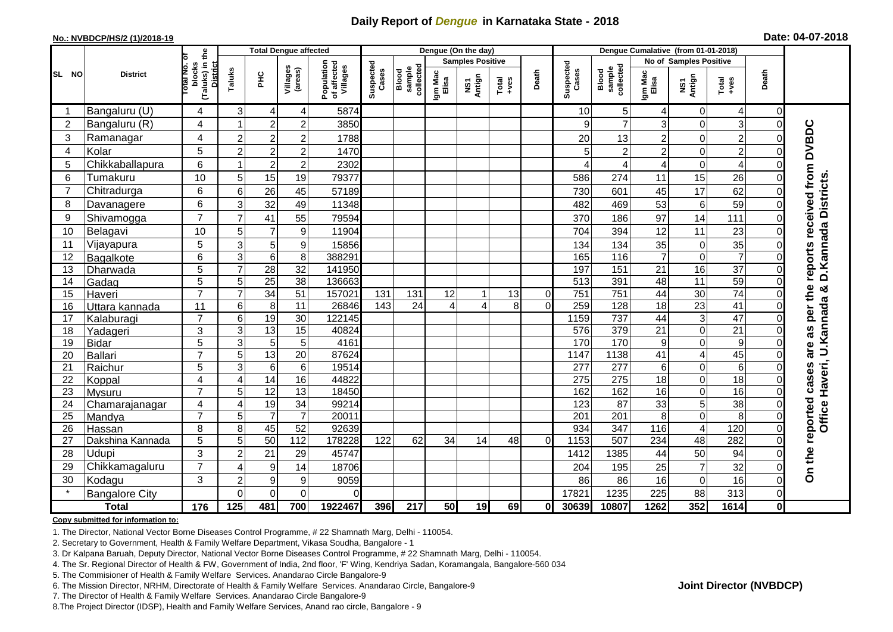# Daily Report of *Dengue* in Karnataka State - 2018

**No.: NVBDCP/HS/2 (1)/2018-19**

**Date: 04-07-2018**

| SL NO | District | Total No. of blocks (Taluks) in the District | Total Dengue affected | | | | Dengue (On the day) | | | | | | | Dengue Cumalative (from 01-01-2018) | | | | | | | |
|---|---|---|---|---|---|---|---|---|---|---|---|---|---|---|---|---|---|---|---|---|
| | | | Taluks | PHC | Villages (areas) | Population of affected Villages | Suspected Cases | Blood sample collected | Samples Positive | | | Death | Suspected Cases | Blood sample collected | No of Samples Positive | | | Death | |
| | | | | | | | | | Igm Mac Elisa | NS1 Antign | Total +ves | | | | Igm Mac Elisa | NS1 Antign | Total +ves | | |
| 1 | Bangaluru (U) | 4 | 3 | 4 | 4 | 5874 | | | | | | | 10 | 5 | 4 | 0 | 4 | 0 | On the reported cases are as per the reports received from DVBDC Office Haveri, U.Kannada & D.Kannada Districts. |
| 2 | Bangaluru (R) | 4 | 1 | 2 | 2 | 3850 | | | | | | | 9 | 7 | 3 | 0 | 3 | 0 | |
| 3 | Ramanagar | 4 | 2 | 2 | 2 | 1788 | | | | | | | 20 | 13 | 2 | 0 | 2 | 0 | |
| 4 | Kolar | 5 | 2 | 2 | 2 | 1470 | | | | | | | 5 | 2 | 2 | 0 | 2 | 0 | |
| 5 | Chikkaballapura | 6 | 1 | 2 | 2 | 2302 | | | | | | | 4 | 4 | 4 | 0 | 4 | 0 | |
| 6 | Tumakuru | 10 | 5 | 15 | 19 | 79377 | | | | | | | 586 | 274 | 11 | 15 | 26 | 0 | |
| 7 | Chitradurga | 6 | 6 | 26 | 45 | 57189 | | | | | | | 730 | 601 | 45 | 17 | 62 | 0 | |
| 8 | Davanagere | 6 | 3 | 32 | 49 | 11348 | | | | | | | 482 | 469 | 53 | 6 | 59 | 0 | |
| 9 | Shivamogga | 7 | 7 | 41 | 55 | 79594 | | | | | | | 370 | 186 | 97 | 14 | 111 | 0 | |
| 10 | Belagavi | 10 | 5 | 7 | 9 | 11904 | | | | | | | 704 | 394 | 12 | 11 | 23 | 0 | |
| 11 | Vijayapura | 5 | 3 | 5 | 9 | 15856 | | | | | | | 134 | 134 | 35 | 0 | 35 | 0 | |
| 12 | Bagalkote | 6 | 3 | 6 | 8 | 388291 | | | | | | | 165 | 116 | 7 | 0 | 7 | 0 | |
| 13 | Dharwada | 5 | 7 | 28 | 32 | 141950 | | | | | | | 197 | 151 | 21 | 16 | 37 | 0 | |
| 14 | Gadag | 5 | 5 | 25 | 38 | 136663 | | | | | | | 513 | 391 | 48 | 11 | 59 | 0 | |
| 15 | Haveri | 7 | 7 | 34 | 51 | 157021 | 131 | 131 | 12 | 1 | 13 | 0 | 751 | 751 | 44 | 30 | 74 | 0 | |
| 16 | Uttara kannada | 11 | 6 | 8 | 11 | 26846 | 143 | 24 | 4 | 4 | 8 | 0 | 259 | 128 | 18 | 23 | 41 | 0 | |
| 17 | Kalaburagi | 7 | 6 | 19 | 30 | 122145 | | | | | | | 1159 | 737 | 44 | 3 | 47 | 0 | |
| 18 | Yadageri | 3 | 3 | 13 | 15 | 40824 | | | | | | | 576 | 379 | 21 | 0 | 21 | 0 | |
| 19 | Bidar | 5 | 3 | 5 | 5 | 4161 | | | | | | | 170 | 170 | 9 | 0 | 9 | 0 | |
| 20 | Ballari | 7 | 5 | 13 | 20 | 87624 | | | | | | | 1147 | 1138 | 41 | 4 | 45 | 0 | |
| 21 | Raichur | 5 | 3 | 6 | 6 | 19514 | | | | | | | 277 | 277 | 6 | 0 | 6 | 0 | |
| 22 | Koppal | 4 | 4 | 14 | 16 | 44822 | | | | | | | 275 | 275 | 18 | 0 | 18 | 0 | |
| 23 | Mysuru | 7 | 5 | 12 | 13 | 18450 | | | | | | | 162 | 162 | 16 | 0 | 16 | 0 | |
| 24 | Chamarajanagar | 4 | 4 | 19 | 34 | 99214 | | | | | | | 123 | 87 | 33 | 5 | 38 | 0 | |
| 25 | Mandya | 7 | 5 | 7 | 7 | 20011 | | | | | | | 201 | 201 | 8 | 0 | 8 | 0 | |
| 26 | Hassan | 8 | 8 | 45 | 52 | 92639 | | | | | | | 934 | 347 | 116 | 4 | 120 | 0 | |
| 27 | Dakshina Kannada | 5 | 5 | 50 | 112 | 178228 | 122 | 62 | 34 | 14 | 48 | 0 | 1153 | 507 | 234 | 48 | 282 | 0 | |
| 28 | Udupi | 3 | 2 | 21 | 29 | 45747 | | | | | | | 1412 | 1385 | 44 | 50 | 94 | 0 | |
| 29 | Chikkamagaluru | 7 | 4 | 9 | 14 | 18706 | | | | | | | 204 | 195 | 25 | 7 | 32 | 0 | |
| 30 | Kodagu | 3 | 2 | 9 | 9 | 9059 | | | | | | | 86 | 86 | 16 | 0 | 16 | 0 | |
| * | Bangalore City | | 0 | 0 | 0 | 0 | | | | | | | 17821 | 1235 | 225 | 88 | 313 | 0 | |
| **Total** | | **176** | **125** | **481** | **700** | **1922467** | **396** | **217** | **50** | **19** | **69** | **0** | **30639** | **10807** | **1262** | **352** | **1614** | **0** | |

**Copy submitted for information to:**

1. The Director, National Vector Borne Diseases Control Programme, # 22 Shamnath Marg, Delhi - 110054.
2. Secretary to Government, Health & Family Welfare Department, Vikasa Soudha, Bangalore - 1
3. Dr Kalpana Baruah, Deputy Director, National Vector Borne Diseases Control Programme, # 22 Shamnath Marg, Delhi - 110054.
4. The Sr. Regional Director of Health & FW, Government of India, 2nd floor, 'F' Wing, Kendriya Sadan, Koramangala, Bangalore-560 034
5. The Commisioner of Health & Family Welfare Services. Anandarao Circle Bangalore-9
6. The Mission Director, NRHM, Directorate of Health & Family Welfare Services. Anandarao Circle, Bangalore-9
7. The Director of Health & Family Welfare Services. Anandarao Circle Bangalore-9
8. The Project Director (IDSP), Health and Family Welfare Services, Anand rao circle, Bangalore - 9

**Joint Director (NVBDCP)**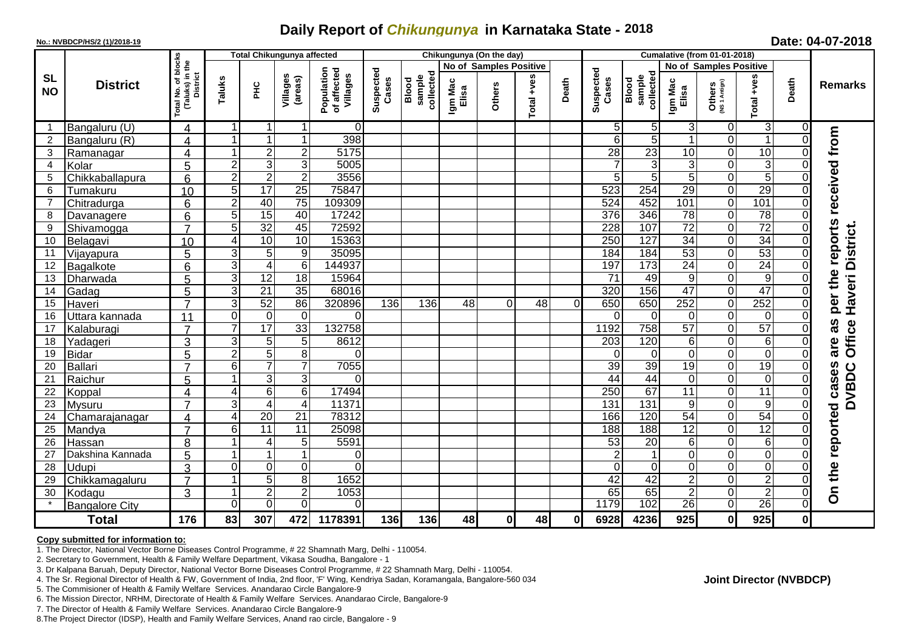# Daily Report of *Chikungunya* in Karnataka State - 2018

**No.: NVBDCP/HS/2 (1)/2018-19**

**Date: 04-07-2018**

| SL NO | District | Total No. of blocks (Taluks) in the District | Total Chikungunya affected | | | | Chikungunya (On the day) | | | | | | | Cumalative (from 01-01-2018) | | | | | | | Remarks |
|---|---|---|---|---|---|---|---|---|---|---|---|---|---|---|---|---|---|---|---|---|---|
| | | | | | | | | | No of Samples Positive | | | | | | | No of Samples Positive | | | | | |
| | | | Taluks | PHC | Villages (areas) | Population of affected Villages | Suspected Cases | Blood sample collected | Igm Mac Elisa | Others | Total +ves | Death | Suspected Cases | Blood sample collected | Igm Mac Elisa | Others (NS 1 Antign) | Total +ves | Death | |
| 1 | Bangaluru (U) | 4 | 1 | 1 | 1 | 0 | | | | | | | 5 | 5 | 3 | 0 | 3 | 0 | On the reported cases are as per the reports received from DVBDC Office Haveri District. |
| 2 | Bangaluru (R) | 4 | 1 | 1 | 1 | 398 | | | | | | | 6 | 5 | 1 | 0 | 1 | 0 | |
| 3 | Ramanagar | 4 | 1 | 2 | 2 | 5175 | | | | | | | 28 | 23 | 10 | 0 | 10 | 0 | |
| 4 | Kolar | 5 | 2 | 3 | 3 | 5005 | | | | | | | 7 | 3 | 3 | 0 | 3 | 0 | |
| 5 | Chikkaballapura | 6 | 2 | 2 | 2 | 3556 | | | | | | | 5 | 5 | 5 | 0 | 5 | 0 | |
| 6 | Tumakuru | 10 | 5 | 17 | 25 | 75847 | | | | | | | 523 | 254 | 29 | 0 | 29 | 0 | |
| 7 | Chitradurga | 6 | 2 | 40 | 75 | 109309 | | | | | | | 524 | 452 | 101 | 0 | 101 | 0 | |
| 8 | Davanagere | 6 | 5 | 15 | 40 | 17242 | | | | | | | 376 | 346 | 78 | 0 | 78 | 0 | |
| 9 | Shivamogga | 7 | 5 | 32 | 45 | 72592 | | | | | | | 228 | 107 | 72 | 0 | 72 | 0 | |
| 10 | Belagavi | 10 | 4 | 10 | 10 | 15363 | | | | | | | 250 | 127 | 34 | 0 | 34 | 0 | |
| 11 | Vijayapura | 5 | 3 | 5 | 9 | 35095 | | | | | | | 184 | 184 | 53 | 0 | 53 | 0 | |
| 12 | Bagalkote | 6 | 3 | 4 | 6 | 144937 | | | | | | | 197 | 173 | 24 | 0 | 24 | 0 | |
| 13 | Dharwada | 5 | 3 | 12 | 18 | 15964 | | | | | | | 71 | 49 | 9 | 0 | 9 | 0 | |
| 14 | Gadag | 5 | 3 | 21 | 35 | 68016 | | | | | | | 320 | 156 | 47 | 0 | 47 | 0 | |
| 15 | Haveri | 7 | 3 | 52 | 86 | 320896 | 136 | 136 | 48 | 0 | 48 | 0 | 650 | 650 | 252 | 0 | 252 | 0 | |
| 16 | Uttara kannada | 11 | 0 | 0 | 0 | 0 | | | | | | | 0 | 0 | 0 | 0 | 0 | 0 | |
| 17 | Kalaburagi | 7 | 7 | 17 | 33 | 132758 | | | | | | | 1192 | 758 | 57 | 0 | 57 | 0 | |
| 18 | Yadageri | 3 | 3 | 5 | 5 | 8612 | | | | | | | 203 | 120 | 6 | 0 | 6 | 0 | |
| 19 | Bidar | 5 | 2 | 5 | 8 | 0 | | | | | | | 0 | 0 | 0 | 0 | 0 | 0 | |
| 20 | Ballari | 7 | 6 | 7 | 7 | 7055 | | | | | | | 39 | 39 | 19 | 0 | 19 | 0 | |
| 21 | Raichur | 5 | 1 | 3 | 3 | 0 | | | | | | | 44 | 44 | 0 | 0 | 0 | 0 | |
| 22 | Koppal | 4 | 4 | 6 | 6 | 17494 | | | | | | | 250 | 67 | 11 | 0 | 11 | 0 | |
| 23 | Mysuru | 7 | 3 | 4 | 4 | 11371 | | | | | | | 131 | 131 | 9 | 0 | 9 | 0 | |
| 24 | Chamarajanagar | 4 | 4 | 20 | 21 | 78312 | | | | | | | 166 | 120 | 54 | 0 | 54 | 0 | |
| 25 | Mandya | 7 | 6 | 11 | 11 | 25098 | | | | | | | 188 | 188 | 12 | 0 | 12 | 0 | |
| 26 | Hassan | 8 | 1 | 4 | 5 | 5591 | | | | | | | 53 | 20 | 6 | 0 | 6 | 0 | |
| 27 | Dakshina Kannada | 5 | 1 | 1 | 1 | 0 | | | | | | | 2 | 1 | 0 | 0 | 0 | 0 | |
| 28 | Udupi | 3 | 0 | 0 | 0 | 0 | | | | | | | 0 | 0 | 0 | 0 | 0 | 0 | |
| 29 | Chikkamagaluru | 7 | 1 | 5 | 8 | 1652 | | | | | | | 42 | 42 | 2 | 0 | 2 | 0 | |
| 30 | Kodagu | 3 | 1 | 2 | 2 | 1053 | | | | | | | 65 | 65 | 2 | 0 | 2 | 0 | |
| * | Bangalore City | | 0 | 0 | 0 | 0 | | | | | | | 1179 | 102 | 26 | 0 | 26 | 0 | |
| | **Total** | **176** | **83** | **307** | **472** | **1178391** | **136** | **136** | **48** | **0** | **48** | **0** | **6928** | **4236** | **925** | **0** | **925** | **0** | |

**Copy submitted for information to:**

1. The Director, National Vector Borne Diseases Control Programme, # 22 Shamnath Marg, Delhi - 110054.
2. Secretary to Government, Health & Family Welfare Department, Vikasa Soudha, Bangalore - 1
3. Dr Kalpana Baruah, Deputy Director, National Vector Borne Diseases Control Programme, # 22 Shamnath Marg, Delhi - 110054.
4. The Sr. Regional Director of Health & FW, Government of India, 2nd floor, 'F' Wing, Kendriya Sadan, Koramangala, Bangalore-560 034
5. The Commisioner of Health & Family Welfare Services. Anandarao Circle Bangalore-9
6. The Mission Director, NRHM, Directorate of Health & Family Welfare Services. Anandarao Circle, Bangalore-9
7. The Director of Health & Family Welfare Services. Anandarao Circle Bangalore-9
8. The Project Director (IDSP), Health and Family Welfare Services, Anand rao circle, Bangalore - 9

**Joint Director (NVBDCP)**